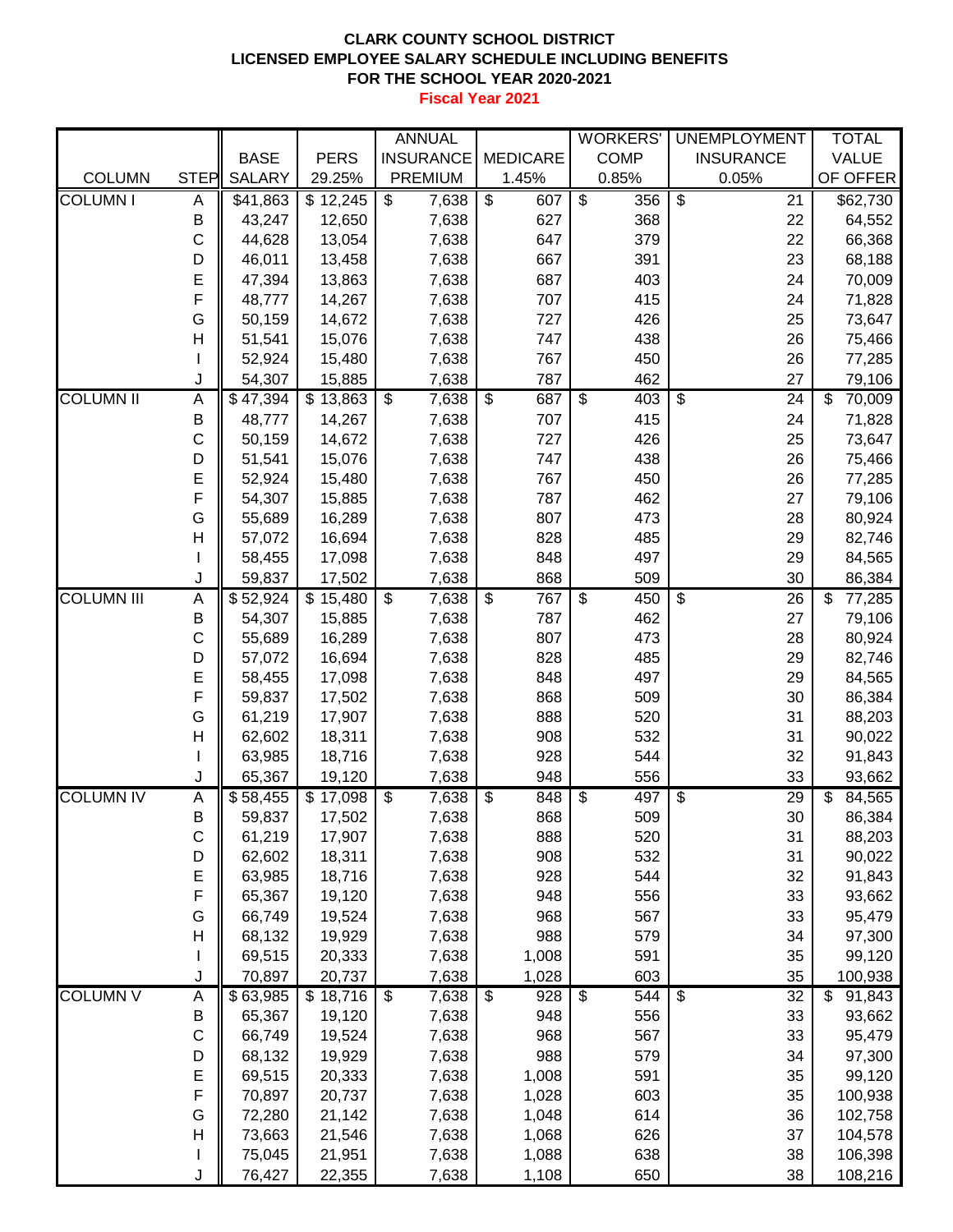**CLARK COUNTY SCHOOL DISTRICT**
**LICENSED EMPLOYEE SALARY SCHEDULE INCLUDING BENEFITS**
**FOR THE SCHOOL YEAR 2020-2021**
**Fiscal Year 2021**

| COLUMN | STEP | BASE SALARY | PERS 29.25% | ANNUAL INSURANCE PREMIUM | MEDICARE 1.45% | WORKERS' COMP 0.85% | UNEMPLOYMENT INSURANCE 0.05% | TOTAL VALUE OF OFFER |
|---|---|---|---|---|---|---|---|---|
| COLUMN I | A | $41,863 | $ 12,245 | $ 7,638 | $ 607 | $ 356 | $ 21 | $62,730 |
| | B | 43,247 | 12,650 | 7,638 | 627 | 368 | 22 | 64,552 |
| | C | 44,628 | 13,054 | 7,638 | 647 | 379 | 22 | 66,368 |
| | D | 46,011 | 13,458 | 7,638 | 667 | 391 | 23 | 68,188 |
| | E | 47,394 | 13,863 | 7,638 | 687 | 403 | 24 | 70,009 |
| | F | 48,777 | 14,267 | 7,638 | 707 | 415 | 24 | 71,828 |
| | G | 50,159 | 14,672 | 7,638 | 727 | 426 | 25 | 73,647 |
| | H | 51,541 | 15,076 | 7,638 | 747 | 438 | 26 | 75,466 |
| | I | 52,924 | 15,480 | 7,638 | 767 | 450 | 26 | 77,285 |
| | J | 54,307 | 15,885 | 7,638 | 787 | 462 | 27 | 79,106 |
| COLUMN II | A | $ 47,394 | $ 13,863 | $ 7,638 | $ 687 | $ 403 | $ 24 | $ 70,009 |
| | B | 48,777 | 14,267 | 7,638 | 707 | 415 | 24 | 71,828 |
| | C | 50,159 | 14,672 | 7,638 | 727 | 426 | 25 | 73,647 |
| | D | 51,541 | 15,076 | 7,638 | 747 | 438 | 26 | 75,466 |
| | E | 52,924 | 15,480 | 7,638 | 767 | 450 | 26 | 77,285 |
| | F | 54,307 | 15,885 | 7,638 | 787 | 462 | 27 | 79,106 |
| | G | 55,689 | 16,289 | 7,638 | 807 | 473 | 28 | 80,924 |
| | H | 57,072 | 16,694 | 7,638 | 828 | 485 | 29 | 82,746 |
| | I | 58,455 | 17,098 | 7,638 | 848 | 497 | 29 | 84,565 |
| | J | 59,837 | 17,502 | 7,638 | 868 | 509 | 30 | 86,384 |
| COLUMN III | A | $ 52,924 | $ 15,480 | $ 7,638 | $ 767 | $ 450 | $ 26 | $ 77,285 |
| | B | 54,307 | 15,885 | 7,638 | 787 | 462 | 27 | 79,106 |
| | C | 55,689 | 16,289 | 7,638 | 807 | 473 | 28 | 80,924 |
| | D | 57,072 | 16,694 | 7,638 | 828 | 485 | 29 | 82,746 |
| | E | 58,455 | 17,098 | 7,638 | 848 | 497 | 29 | 84,565 |
| | F | 59,837 | 17,502 | 7,638 | 868 | 509 | 30 | 86,384 |
| | G | 61,219 | 17,907 | 7,638 | 888 | 520 | 31 | 88,203 |
| | H | 62,602 | 18,311 | 7,638 | 908 | 532 | 31 | 90,022 |
| | I | 63,985 | 18,716 | 7,638 | 928 | 544 | 32 | 91,843 |
| | J | 65,367 | 19,120 | 7,638 | 948 | 556 | 33 | 93,662 |
| COLUMN IV | A | $ 58,455 | $ 17,098 | $ 7,638 | $ 848 | $ 497 | $ 29 | $ 84,565 |
| | B | 59,837 | 17,502 | 7,638 | 868 | 509 | 30 | 86,384 |
| | C | 61,219 | 17,907 | 7,638 | 888 | 520 | 31 | 88,203 |
| | D | 62,602 | 18,311 | 7,638 | 908 | 532 | 31 | 90,022 |
| | E | 63,985 | 18,716 | 7,638 | 928 | 544 | 32 | 91,843 |
| | F | 65,367 | 19,120 | 7,638 | 948 | 556 | 33 | 93,662 |
| | G | 66,749 | 19,524 | 7,638 | 968 | 567 | 33 | 95,479 |
| | H | 68,132 | 19,929 | 7,638 | 988 | 579 | 34 | 97,300 |
| | I | 69,515 | 20,333 | 7,638 | 1,008 | 591 | 35 | 99,120 |
| | J | 70,897 | 20,737 | 7,638 | 1,028 | 603 | 35 | 100,938 |
| COLUMN V | A | $ 63,985 | $ 18,716 | $ 7,638 | $ 928 | $ 544 | $ 32 | $ 91,843 |
| | B | 65,367 | 19,120 | 7,638 | 948 | 556 | 33 | 93,662 |
| | C | 66,749 | 19,524 | 7,638 | 968 | 567 | 33 | 95,479 |
| | D | 68,132 | 19,929 | 7,638 | 988 | 579 | 34 | 97,300 |
| | E | 69,515 | 20,333 | 7,638 | 1,008 | 591 | 35 | 99,120 |
| | F | 70,897 | 20,737 | 7,638 | 1,028 | 603 | 35 | 100,938 |
| | G | 72,280 | 21,142 | 7,638 | 1,048 | 614 | 36 | 102,758 |
| | H | 73,663 | 21,546 | 7,638 | 1,068 | 626 | 37 | 104,578 |
| | I | 75,045 | 21,951 | 7,638 | 1,088 | 638 | 38 | 106,398 |
| | J | 76,427 | 22,355 | 7,638 | 1,108 | 650 | 38 | 108,216 |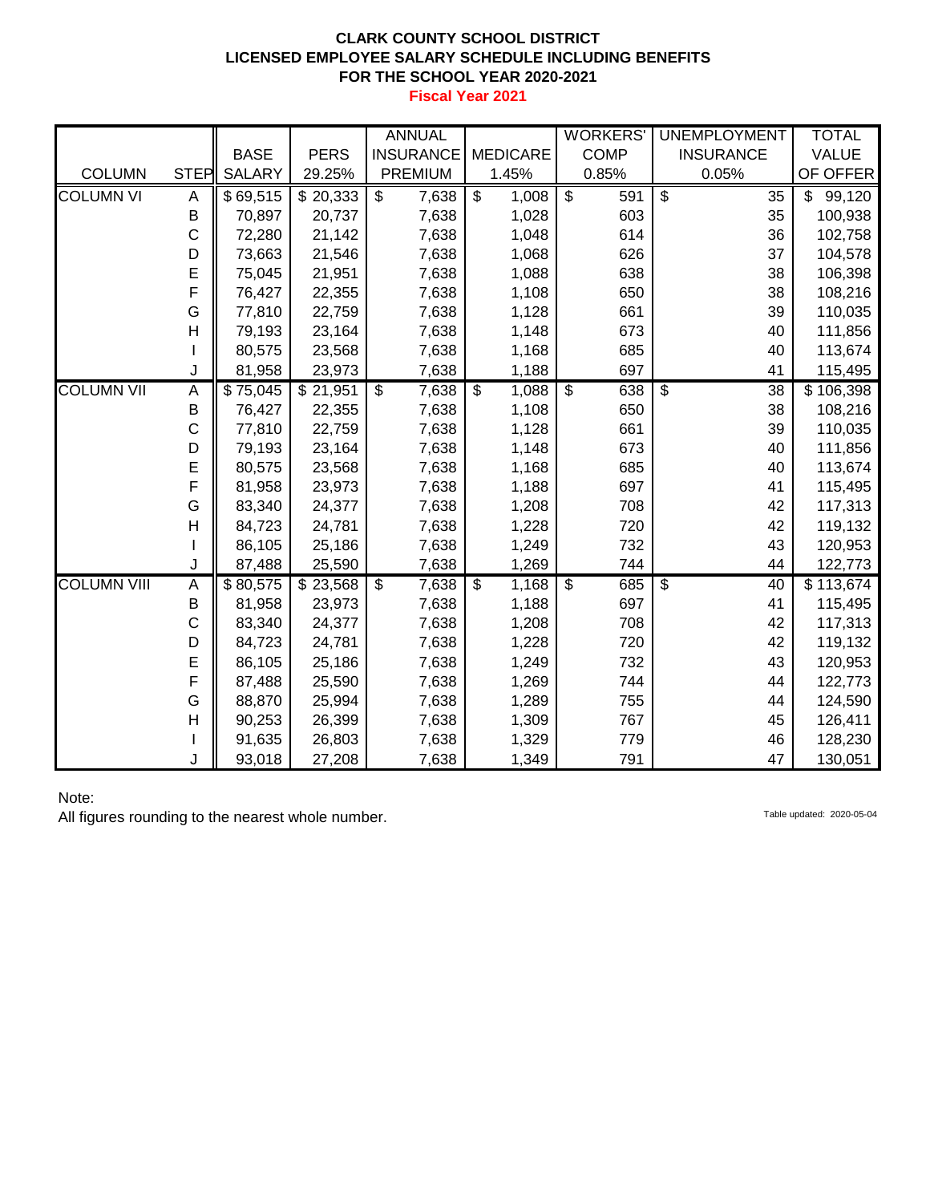**CLARK COUNTY SCHOOL DISTRICT**
**LICENSED EMPLOYEE SALARY SCHEDULE INCLUDING BENEFITS**
**FOR THE SCHOOL YEAR 2020-2021**
**Fiscal Year 2021**

| COLUMN | STEP | BASE SALARY | PERS 29.25% | ANNUAL INSURANCE PREMIUM | MEDICARE 1.45% | WORKERS' COMP 0.85% | UNEMPLOYMENT INSURANCE 0.05% | TOTAL VALUE OF OFFER |
|---|---|---|---|---|---|---|---|---|
| COLUMN VI | A | $ 69,515 | $ 20,333 | $ 7,638 | $ 1,008 | $ 591 | $ 35 | $ 99,120 |
| | B | 70,897 | 20,737 | 7,638 | 1,028 | 603 | 35 | 100,938 |
| | C | 72,280 | 21,142 | 7,638 | 1,048 | 614 | 36 | 102,758 |
| | D | 73,663 | 21,546 | 7,638 | 1,068 | 626 | 37 | 104,578 |
| | E | 75,045 | 21,951 | 7,638 | 1,088 | 638 | 38 | 106,398 |
| | F | 76,427 | 22,355 | 7,638 | 1,108 | 650 | 38 | 108,216 |
| | G | 77,810 | 22,759 | 7,638 | 1,128 | 661 | 39 | 110,035 |
| | H | 79,193 | 23,164 | 7,638 | 1,148 | 673 | 40 | 111,856 |
| | I | 80,575 | 23,568 | 7,638 | 1,168 | 685 | 40 | 113,674 |
| | J | 81,958 | 23,973 | 7,638 | 1,188 | 697 | 41 | 115,495 |
| COLUMN VII | A | $ 75,045 | $ 21,951 | $ 7,638 | $ 1,088 | $ 638 | $ 38 | $ 106,398 |
| | B | 76,427 | 22,355 | 7,638 | 1,108 | 650 | 38 | 108,216 |
| | C | 77,810 | 22,759 | 7,638 | 1,128 | 661 | 39 | 110,035 |
| | D | 79,193 | 23,164 | 7,638 | 1,148 | 673 | 40 | 111,856 |
| | E | 80,575 | 23,568 | 7,638 | 1,168 | 685 | 40 | 113,674 |
| | F | 81,958 | 23,973 | 7,638 | 1,188 | 697 | 41 | 115,495 |
| | G | 83,340 | 24,377 | 7,638 | 1,208 | 708 | 42 | 117,313 |
| | H | 84,723 | 24,781 | 7,638 | 1,228 | 720 | 42 | 119,132 |
| | I | 86,105 | 25,186 | 7,638 | 1,249 | 732 | 43 | 120,953 |
| | J | 87,488 | 25,590 | 7,638 | 1,269 | 744 | 44 | 122,773 |
| COLUMN VIII | A | $ 80,575 | $ 23,568 | $ 7,638 | $ 1,168 | $ 685 | $ 40 | $ 113,674 |
| | B | 81,958 | 23,973 | 7,638 | 1,188 | 697 | 41 | 115,495 |
| | C | 83,340 | 24,377 | 7,638 | 1,208 | 708 | 42 | 117,313 |
| | D | 84,723 | 24,781 | 7,638 | 1,228 | 720 | 42 | 119,132 |
| | E | 86,105 | 25,186 | 7,638 | 1,249 | 732 | 43 | 120,953 |
| | F | 87,488 | 25,590 | 7,638 | 1,269 | 744 | 44 | 122,773 |
| | G | 88,870 | 25,994 | 7,638 | 1,289 | 755 | 44 | 124,590 |
| | H | 90,253 | 26,399 | 7,638 | 1,309 | 767 | 45 | 126,411 |
| | I | 91,635 | 26,803 | 7,638 | 1,329 | 779 | 46 | 128,230 |
| | J | 93,018 | 27,208 | 7,638 | 1,349 | 791 | 47 | 130,051 |

Note:
All figures rounding to the nearest whole number.

Table updated: 2020-05-04